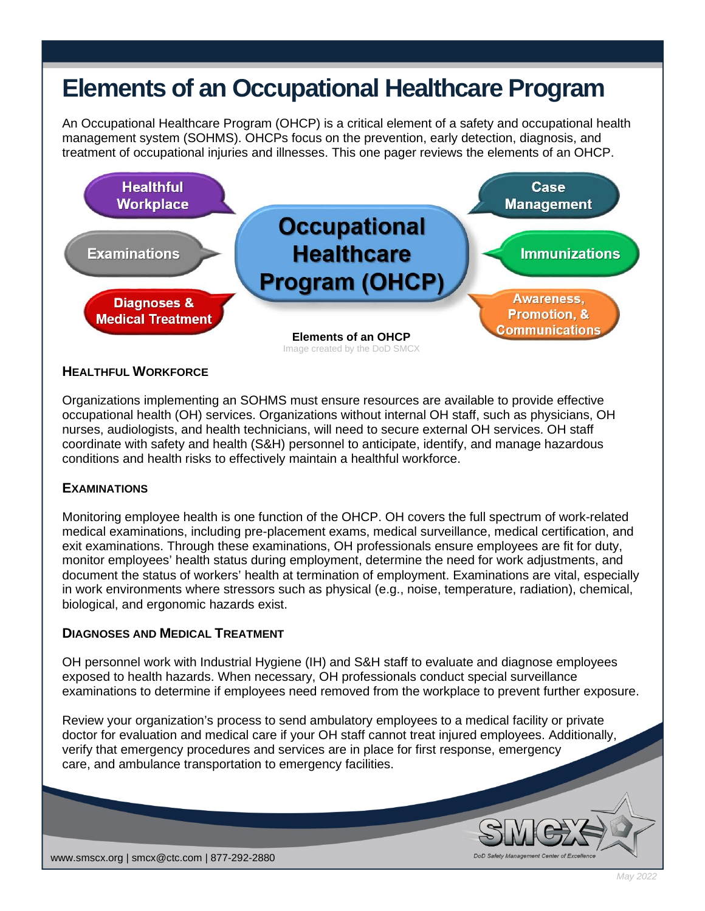# Elements of an Occupational Healthcare Program

An Occupational Healthcare Program (OHCP) is a critical element of a safety and occupational health management system (SOHMS). OHCPs focus on the prevention, early detection, diagnosis, and treatment of occupational injuries and illnesses. This one pager reviews the elements of an OHCP.

- Healthful Workplace
- Examinations
- Diagnoses & Medical Treatment
- Case Management
- Immunizations
- Awareness, Promotion, & Communications

**Elements of an OHCP**

Image created by the DoD SMCX

## Healthful Workforce

Organizations implementing an SOHMS must ensure resources are available to provide effective occupational health (OH) services. Organizations without internal OH staff, such as physicians, OH nurses, audiologists, and health technicians, will need to secure external OH services. OH staff coordinate with safety and health (S&H) personnel to anticipate, identify, and manage hazardous conditions and health risks to effectively maintain a healthful workforce.

## Examinations

Monitoring employee health is one function of the OHCP. OH covers the full spectrum of work-related medical examinations, including pre-placement exams, medical surveillance, medical certification, and exit examinations. Through these examinations, OH professionals ensure employees are fit for duty, monitor employees' health status during employment, determine the need for work adjustments, and document the status of workers' health at termination of employment. Examinations are vital, especially in work environments where stressors such as physical (e.g., noise, temperature, radiation), chemical, biological, and ergonomic hazards exist.

## Diagnoses and Medical Treatment

OH personnel work with Industrial Hygiene (IH) and S&H staff to evaluate and diagnose employees exposed to health hazards. When necessary, OH professionals conduct special surveillance examinations to determine if employees need removed from the workplace to prevent further exposure.

Review your organization's process to send ambulatory employees to a medical facility or private doctor for evaluation and medical care if your OH staff cannot treat injured employees. Additionally, verify that emergency procedures and services are in place for first response, emergency care, and ambulance transportation to emergency facilities.

www.smcx.org | smcx@ctc.com | 877-292-2880

May 2022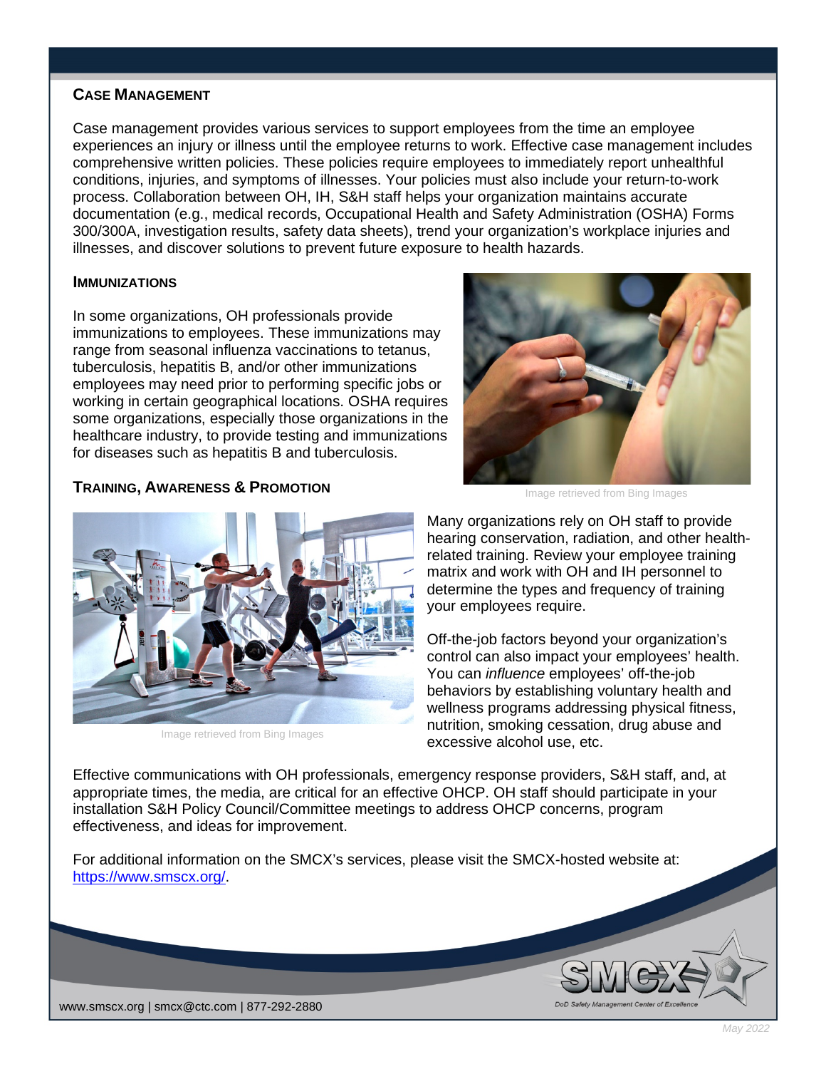## Case Management

Case management provides various services to support employees from the time an employee experiences an injury or illness until the employee returns to work. Effective case management includes comprehensive written policies. These policies require employees to immediately report unhealthful conditions, injuries, and symptoms of illnesses. Your policies must also include your return-to-work process. Collaboration between OH, IH, S&H staff helps your organization maintains accurate documentation (e.g., medical records, Occupational Health and Safety Administration (OSHA) Forms 300/300A, investigation results, safety data sheets), trend your organization's workplace injuries and illnesses, and discover solutions to prevent future exposure to health hazards.

## Immunizations

In some organizations, OH professionals provide immunizations to employees. These immunizations may range from seasonal influenza vaccinations to tetanus, tuberculosis, hepatitis B, and/or other immunizations employees may need prior to performing specific jobs or working in certain geographical locations. OSHA requires some organizations, especially those organizations in the healthcare industry, to provide testing and immunizations for diseases such as hepatitis B and tuberculosis.

Image retrieved from Bing Images

## Training, Awareness & Promotion

Image retrieved from Bing Images

Many organizations rely on OH staff to provide hearing conservation, radiation, and other health-related training. Review your employee training matrix and work with OH and IH personnel to determine the types and frequency of training your employees require.

Off-the-job factors beyond your organization's control can also impact your employees' health. You can *influence* employees' off-the-job behaviors by establishing voluntary health and wellness programs addressing physical fitness, nutrition, smoking cessation, drug abuse and excessive alcohol use, etc.

Effective communications with OH professionals, emergency response providers, S&H staff, and, at appropriate times, the media, are critical for an effective OHCP. OH staff should participate in your installation S&H Policy Council/Committee meetings to address OHCP concerns, program effectiveness, and ideas for improvement.

For additional information on the SMCX's services, please visit the SMCX-hosted website at: [https://www.smcx.org/](https://www.smcx.org/).

www.smcx.org | smcx@ctc.com | 877-292-2880

SMCX DoD Safety Management Center of Excellence

May 2022